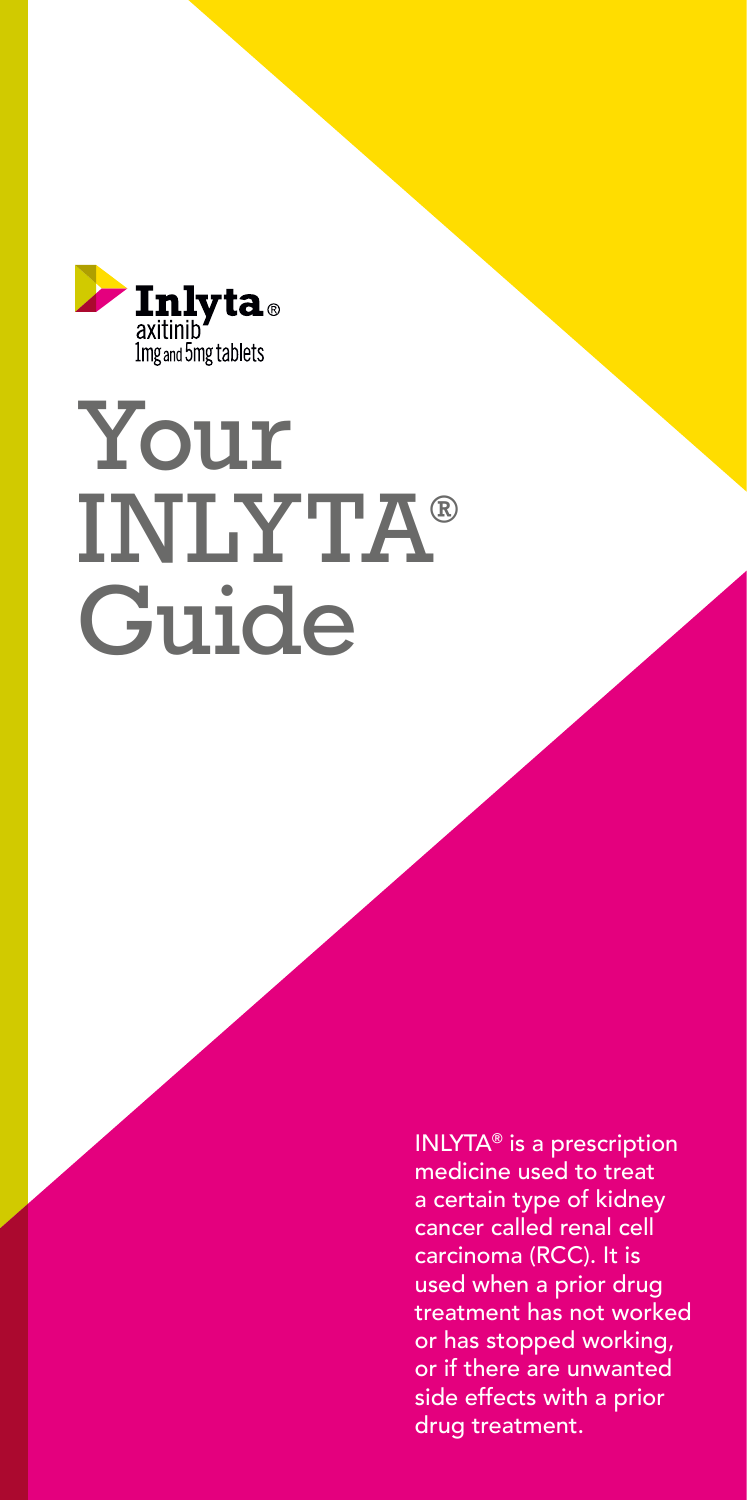Inlyta®
axitinib
1mg and 5mg tablets

# Your INLYTA® Guide

INLYTA® is a prescription medicine used to treat a certain type of kidney cancer called renal cell carcinoma (RCC). It is used when a prior drug treatment has not worked or has stopped working, or if there are unwanted side effects with a prior drug treatment.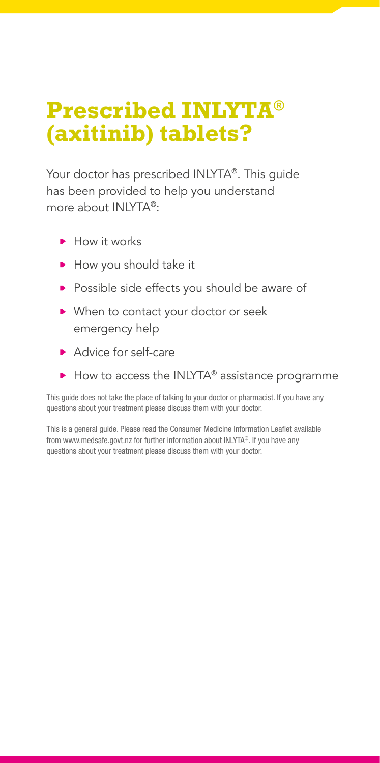# Prescribed INLYTA® (axitinib) tablets?

Your doctor has prescribed INLYTA®. This guide has been provided to help you understand more about INLYTA®:

- How it works
- How you should take it
- Possible side effects you should be aware of
- When to contact your doctor or seek emergency help
- Advice for self-care
- How to access the INLYTA® assistance programme

This guide does not take the place of talking to your doctor or pharmacist. If you have any questions about your treatment please discuss them with your doctor.

This is a general guide. Please read the Consumer Medicine Information Leaflet available from www.medsafe.govt.nz for further information about INLYTA®. If you have any questions about your treatment please discuss them with your doctor.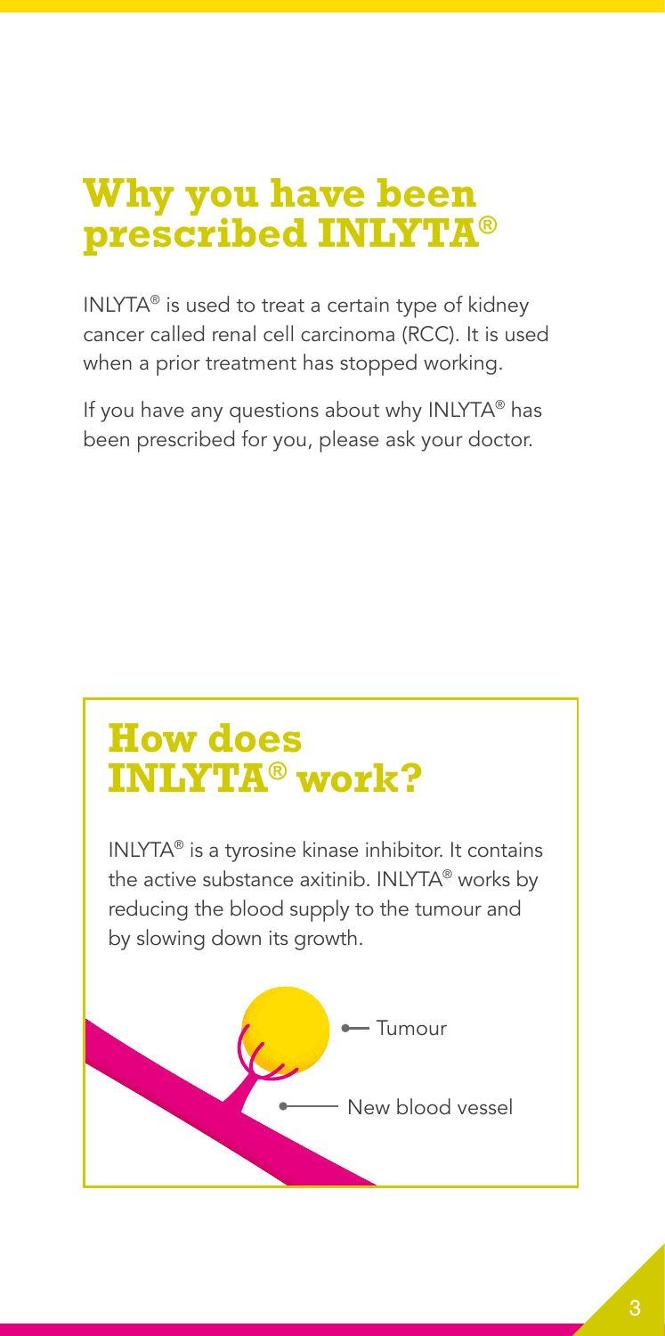# Why you have been prescribed INLYTA®

INLYTA® is used to treat a certain type of kidney cancer called renal cell carcinoma (RCC). It is used when a prior treatment has stopped working.

If you have any questions about why INLYTA® has been prescribed for you, please ask your doctor.

## How does INLYTA® work?

INLYTA® is a tyrosine kinase inhibitor. It contains the active substance axitinib. INLYTA® works by reducing the blood supply to the tumour and by slowing down its growth.

Tumour

New blood vessel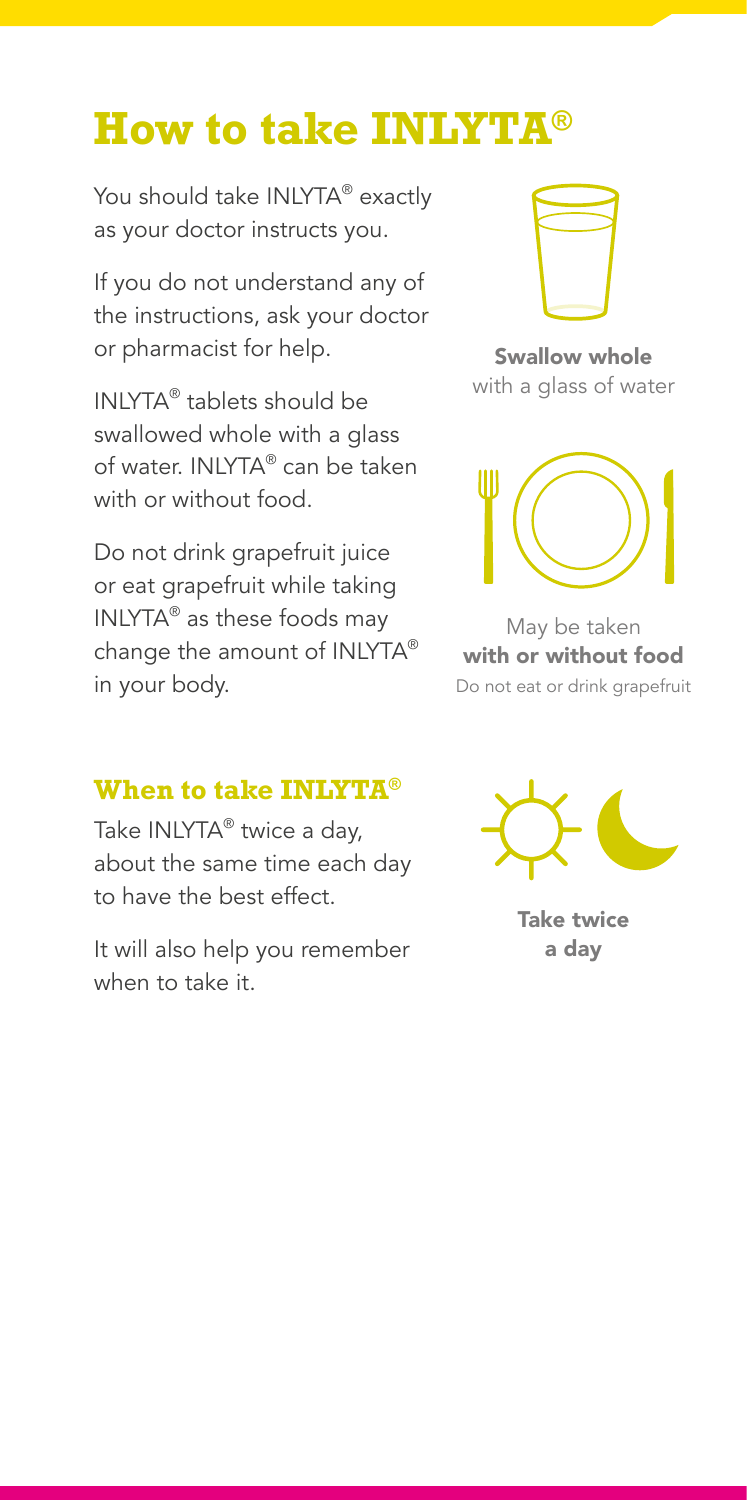# How to take INLYTA®

You should take INLYTA® exactly as your doctor instructs you.

If you do not understand any of the instructions, ask your doctor or pharmacist for help.

INLYTA® tablets should be swallowed whole with a glass of water. INLYTA® can be taken with or without food.

Do not drink grapefruit juice or eat grapefruit while taking INLYTA® as these foods may change the amount of INLYTA® in your body.

**Swallow whole** with a glass of water

May be taken **with or without food**
Do not eat or drink grapefruit

## When to take INLYTA®

Take INLYTA® twice a day, about the same time each day to have the best effect.

It will also help you remember when to take it.

**Take twice a day**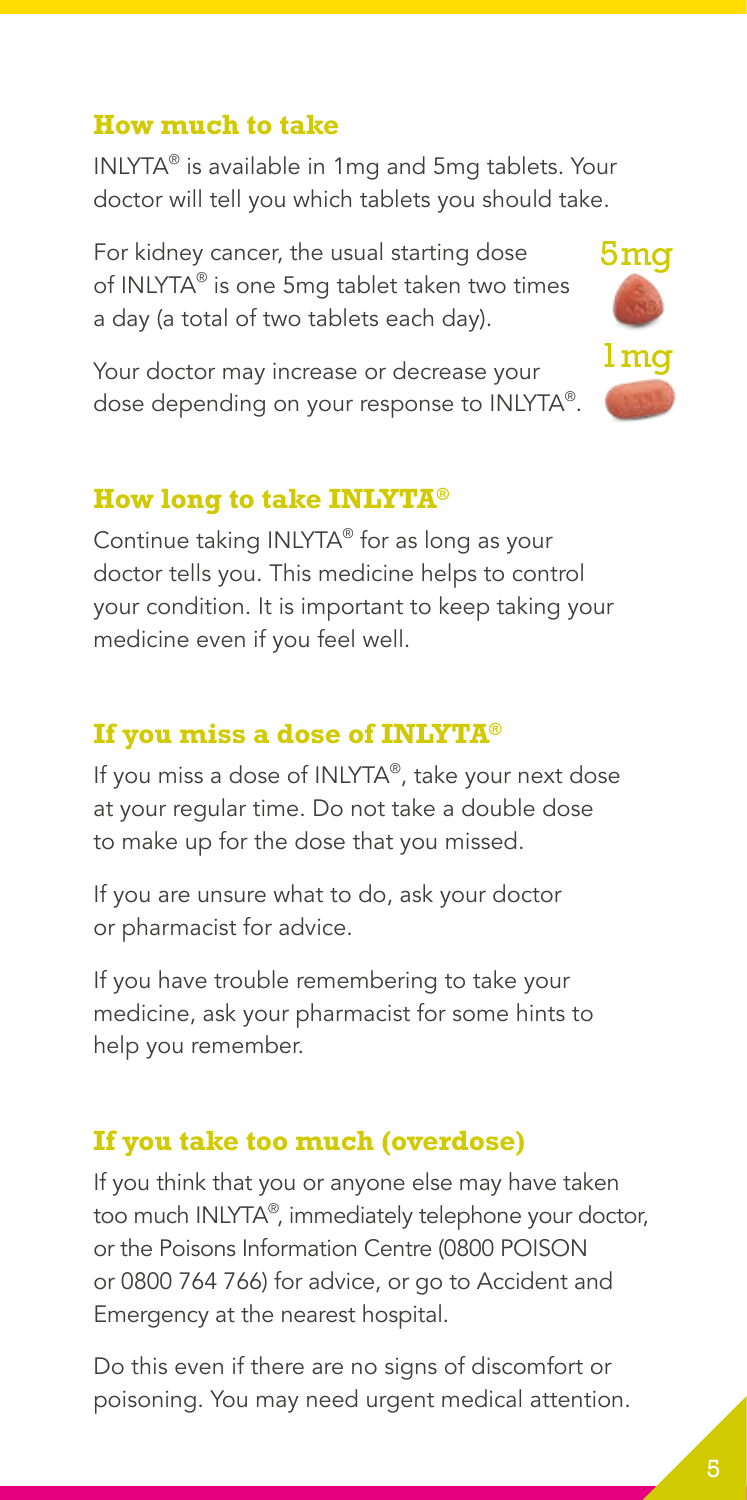## How much to take

INLYTA® is available in 1mg and 5mg tablets. Your doctor will tell you which tablets you should take.

For kidney cancer, the usual starting dose of INLYTA® is one 5mg tablet taken two times a day (a total of two tablets each day).

Your doctor may increase or decrease your dose depending on your response to INLYTA®.

5mg

1mg

## How long to take INLYTA®

Continue taking INLYTA® for as long as your doctor tells you. This medicine helps to control your condition. It is important to keep taking your medicine even if you feel well.

## If you miss a dose of INLYTA®

If you miss a dose of INLYTA®, take your next dose at your regular time. Do not take a double dose to make up for the dose that you missed.

If you are unsure what to do, ask your doctor or pharmacist for advice.

If you have trouble remembering to take your medicine, ask your pharmacist for some hints to help you remember.

## If you take too much (overdose)

If you think that you or anyone else may have taken too much INLYTA®, immediately telephone your doctor, or the Poisons Information Centre (0800 POISON or 0800 764 766) for advice, or go to Accident and Emergency at the nearest hospital.

Do this even if there are no signs of discomfort or poisoning. You may need urgent medical attention.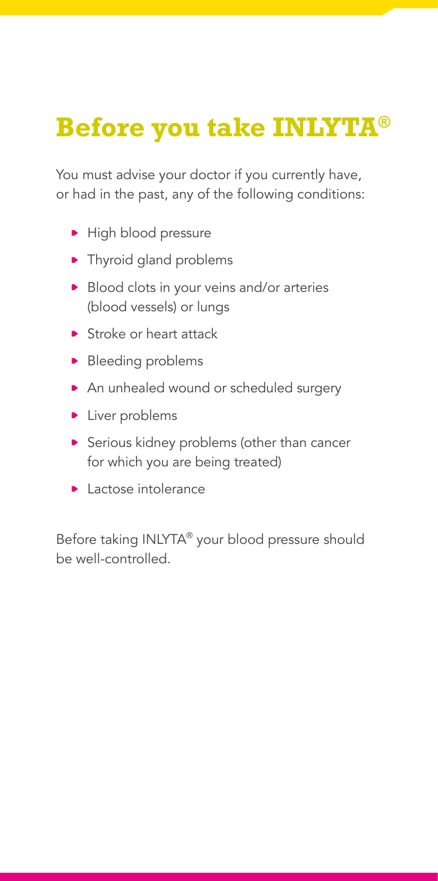# Before you take INLYTA®

You must advise your doctor if you currently have, or had in the past, any of the following conditions:

- High blood pressure
- Thyroid gland problems
- Blood clots in your veins and/or arteries (blood vessels) or lungs
- Stroke or heart attack
- Bleeding problems
- An unhealed wound or scheduled surgery
- Liver problems
- Serious kidney problems (other than cancer for which you are being treated)
- Lactose intolerance

Before taking INLYTA® your blood pressure should be well-controlled.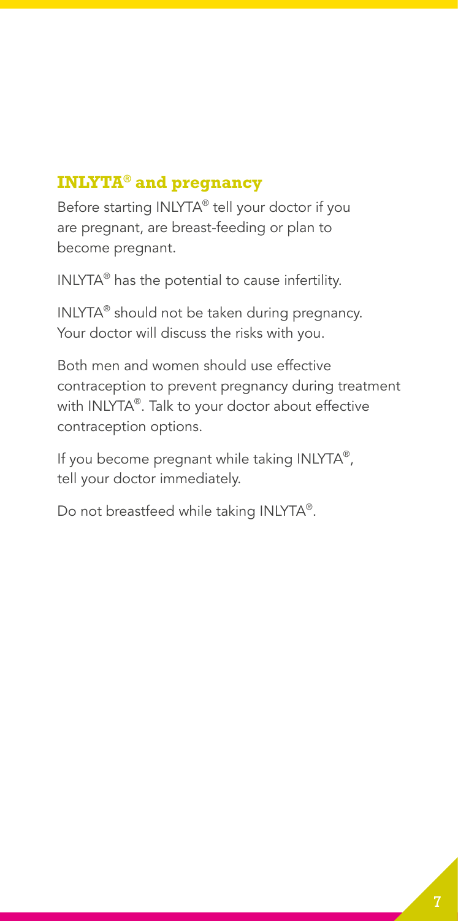## INLYTA® and pregnancy

Before starting INLYTA® tell your doctor if you are pregnant, are breast-feeding or plan to become pregnant.

INLYTA® has the potential to cause infertility.

INLYTA® should not be taken during pregnancy. Your doctor will discuss the risks with you.

Both men and women should use effective contraception to prevent pregnancy during treatment with INLYTA®. Talk to your doctor about effective contraception options.

If you become pregnant while taking INLYTA®, tell your doctor immediately.

Do not breastfeed while taking INLYTA®.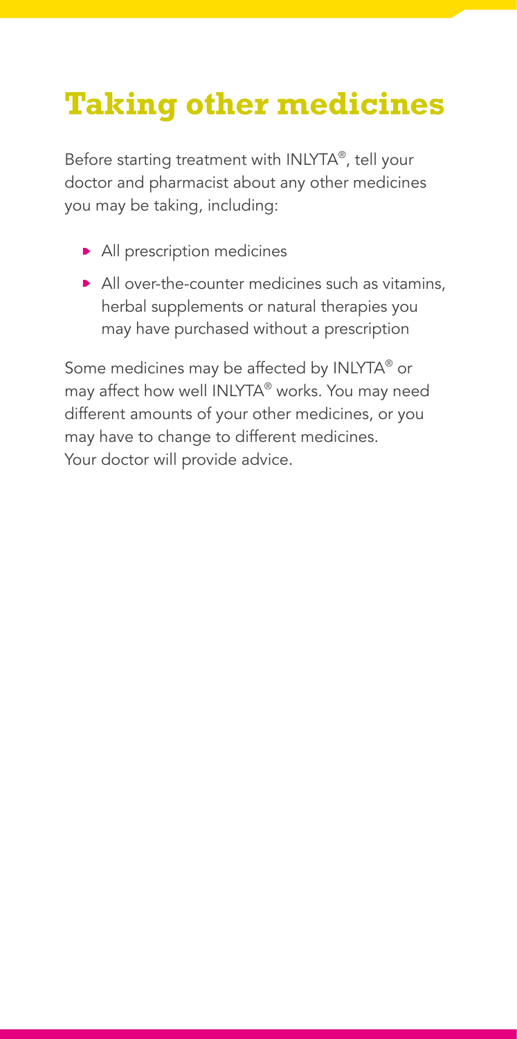# Taking other medicines

Before starting treatment with INLYTA®, tell your doctor and pharmacist about any other medicines you may be taking, including:

- All prescription medicines
- All over-the-counter medicines such as vitamins, herbal supplements or natural therapies you may have purchased without a prescription

Some medicines may be affected by INLYTA® or may affect how well INLYTA® works. You may need different amounts of your other medicines, or you may have to change to different medicines. Your doctor will provide advice.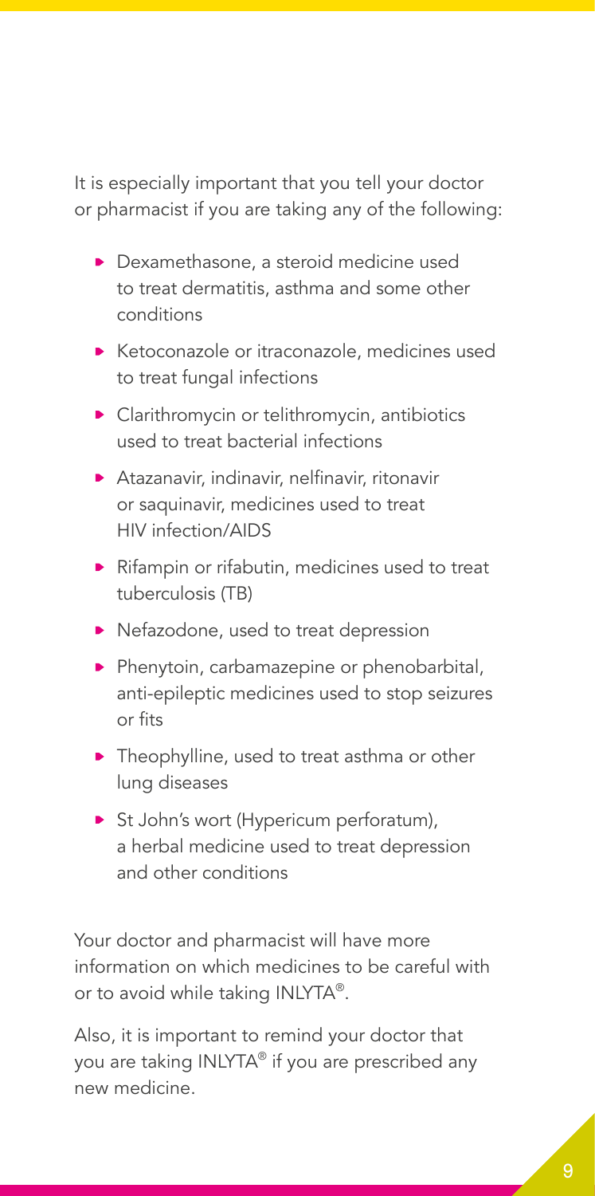It is especially important that you tell your doctor or pharmacist if you are taking any of the following:

- Dexamethasone, a steroid medicine used to treat dermatitis, asthma and some other conditions
- Ketoconazole or itraconazole, medicines used to treat fungal infections
- Clarithromycin or telithromycin, antibiotics used to treat bacterial infections
- Atazanavir, indinavir, nelfinavir, ritonavir or saquinavir, medicines used to treat HIV infection/AIDS
- Rifampin or rifabutin, medicines used to treat tuberculosis (TB)
- Nefazodone, used to treat depression
- Phenytoin, carbamazepine or phenobarbital, anti-epileptic medicines used to stop seizures or fits
- Theophylline, used to treat asthma or other lung diseases
- St John's wort (Hypericum perforatum), a herbal medicine used to treat depression and other conditions

Your doctor and pharmacist will have more information on which medicines to be careful with or to avoid while taking INLYTA®.

Also, it is important to remind your doctor that you are taking INLYTA® if you are prescribed any new medicine.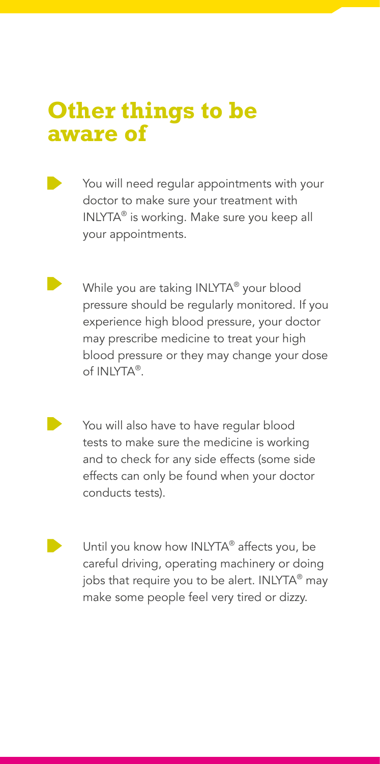## Other things to be aware of

- You will need regular appointments with your doctor to make sure your treatment with INLYTA® is working. Make sure you keep all your appointments.

- While you are taking INLYTA® your blood pressure should be regularly monitored. If you experience high blood pressure, your doctor may prescribe medicine to treat your high blood pressure or they may change your dose of INLYTA®.

- You will also have to have regular blood tests to make sure the medicine is working and to check for any side effects (some side effects can only be found when your doctor conducts tests).

- Until you know how INLYTA® affects you, be careful driving, operating machinery or doing jobs that require you to be alert. INLYTA® may make some people feel very tired or dizzy.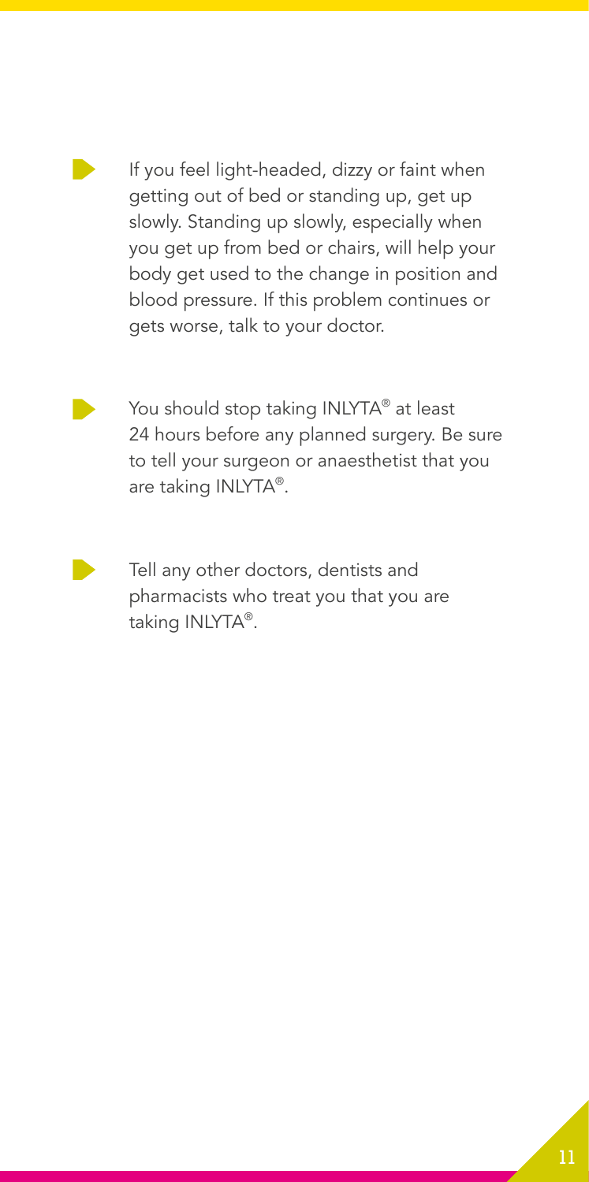- If you feel light-headed, dizzy or faint when getting out of bed or standing up, get up slowly. Standing up slowly, especially when you get up from bed or chairs, will help your body get used to the change in position and blood pressure. If this problem continues or gets worse, talk to your doctor.

- You should stop taking INLYTA® at least 24 hours before any planned surgery. Be sure to tell your surgeon or anaesthetist that you are taking INLYTA®.

- Tell any other doctors, dentists and pharmacists who treat you that you are taking INLYTA®.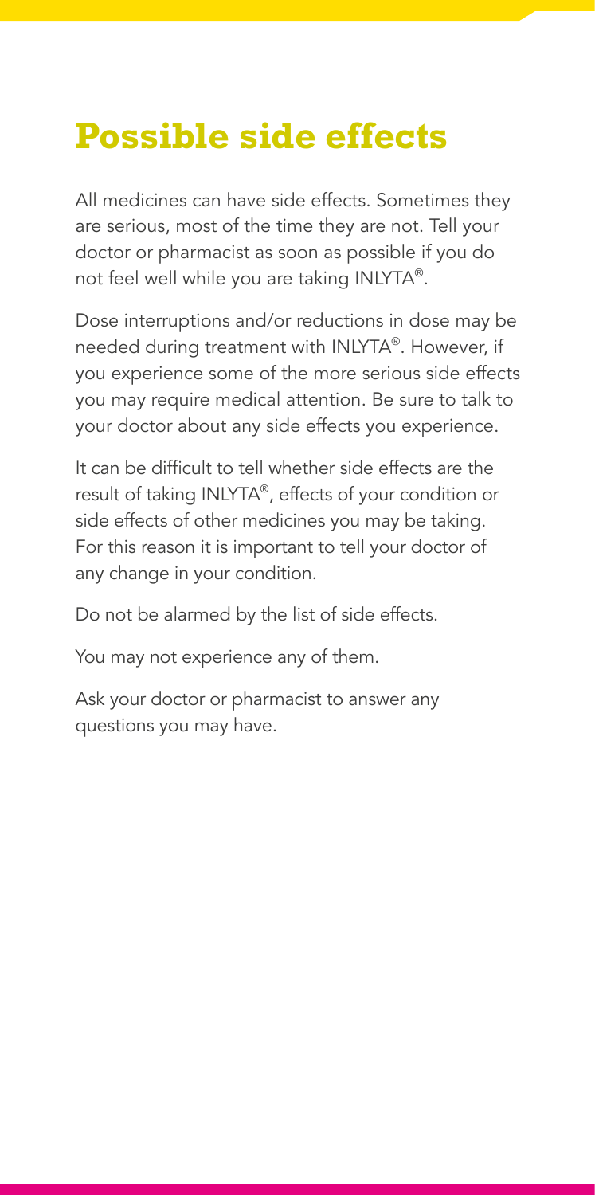# Possible side effects

All medicines can have side effects. Sometimes they are serious, most of the time they are not. Tell your doctor or pharmacist as soon as possible if you do not feel well while you are taking INLYTA®.

Dose interruptions and/or reductions in dose may be needed during treatment with INLYTA®. However, if you experience some of the more serious side effects you may require medical attention. Be sure to talk to your doctor about any side effects you experience.

It can be difficult to tell whether side effects are the result of taking INLYTA®, effects of your condition or side effects of other medicines you may be taking. For this reason it is important to tell your doctor of any change in your condition.

Do not be alarmed by the list of side effects.

You may not experience any of them.

Ask your doctor or pharmacist to answer any questions you may have.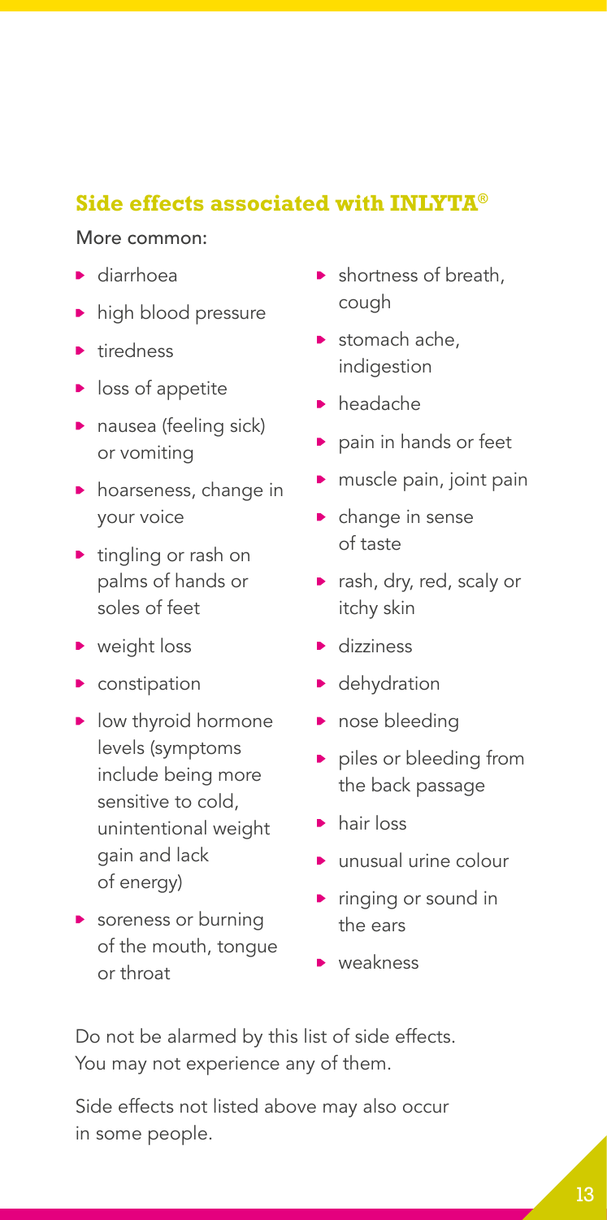## Side effects associated with INLYTA®

More common:

- diarrhoea
- high blood pressure
- tiredness
- loss of appetite
- nausea (feeling sick) or vomiting
- hoarseness, change in your voice
- tingling or rash on palms of hands or soles of feet
- weight loss
- constipation
- low thyroid hormone levels (symptoms include being more sensitive to cold, unintentional weight gain and lack of energy)
- soreness or burning of the mouth, tongue or throat
- shortness of breath, cough
- stomach ache, indigestion
- headache
- pain in hands or feet
- muscle pain, joint pain
- change in sense of taste
- rash, dry, red, scaly or itchy skin
- dizziness
- dehydration
- nose bleeding
- piles or bleeding from the back passage
- hair loss
- unusual urine colour
- ringing or sound in the ears
- weakness

Do not be alarmed by this list of side effects. You may not experience any of them.

Side effects not listed above may also occur in some people.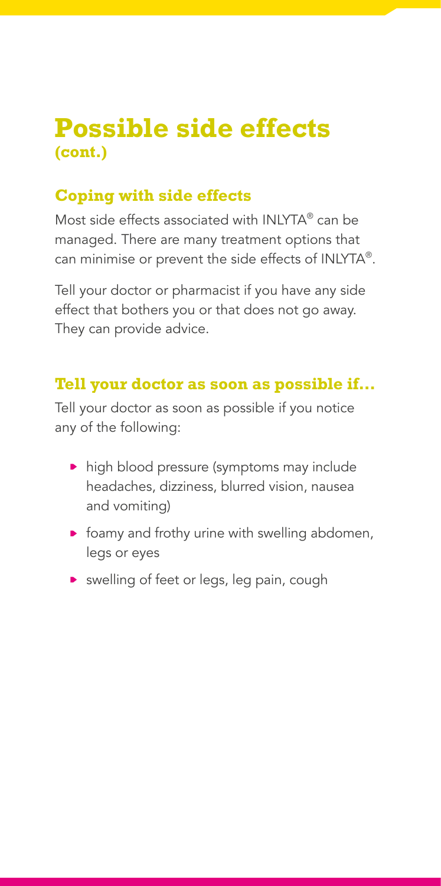# Possible side effects (cont.)

## Coping with side effects

Most side effects associated with INLYTA® can be managed. There are many treatment options that can minimise or prevent the side effects of INLYTA®.

Tell your doctor or pharmacist if you have any side effect that bothers you or that does not go away. They can provide advice.

## Tell your doctor as soon as possible if...

Tell your doctor as soon as possible if you notice any of the following:

- high blood pressure (symptoms may include headaches, dizziness, blurred vision, nausea and vomiting)
- foamy and frothy urine with swelling abdomen, legs or eyes
- swelling of feet or legs, leg pain, cough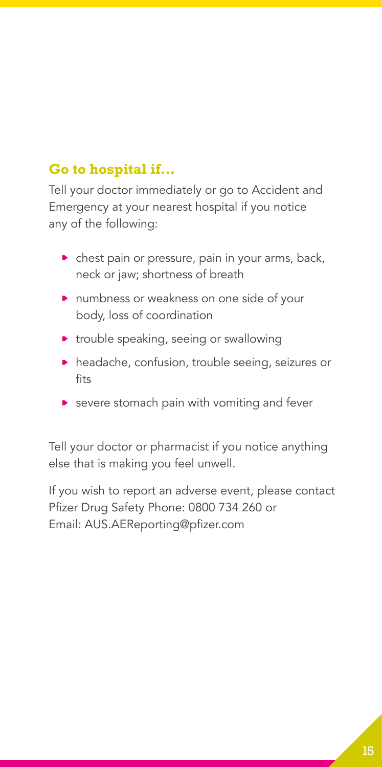## Go to hospital if...

Tell your doctor immediately or go to Accident and Emergency at your nearest hospital if you notice any of the following:

- chest pain or pressure, pain in your arms, back, neck or jaw; shortness of breath
- numbness or weakness on one side of your body, loss of coordination
- trouble speaking, seeing or swallowing
- headache, confusion, trouble seeing, seizures or fits
- severe stomach pain with vomiting and fever

Tell your doctor or pharmacist if you notice anything else that is making you feel unwell.

If you wish to report an adverse event, please contact Pfizer Drug Safety Phone: 0800 734 260 or Email: AUS.AEReporting@pfizer.com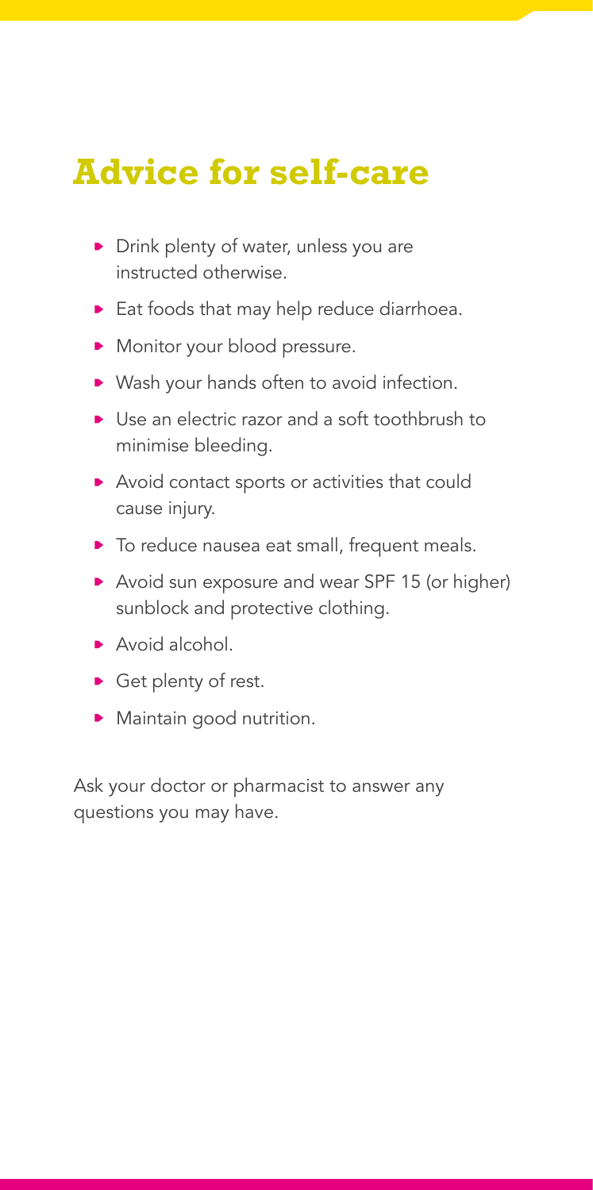# Advice for self-care

- Drink plenty of water, unless you are instructed otherwise.
- Eat foods that may help reduce diarrhoea.
- Monitor your blood pressure.
- Wash your hands often to avoid infection.
- Use an electric razor and a soft toothbrush to minimise bleeding.
- Avoid contact sports or activities that could cause injury.
- To reduce nausea eat small, frequent meals.
- Avoid sun exposure and wear SPF 15 (or higher) sunblock and protective clothing.
- Avoid alcohol.
- Get plenty of rest.
- Maintain good nutrition.

Ask your doctor or pharmacist to answer any questions you may have.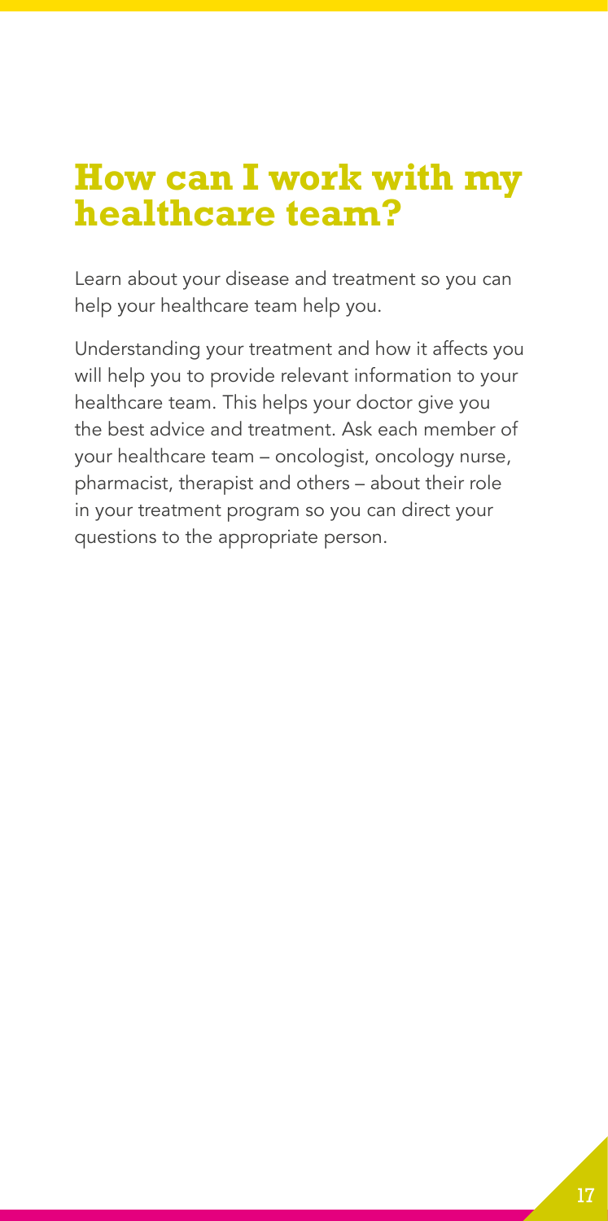# How can I work with my healthcare team?

Learn about your disease and treatment so you can help your healthcare team help you.

Understanding your treatment and how it affects you will help you to provide relevant information to your healthcare team. This helps your doctor give you the best advice and treatment. Ask each member of your healthcare team – oncologist, oncology nurse, pharmacist, therapist and others – about their role in your treatment program so you can direct your questions to the appropriate person.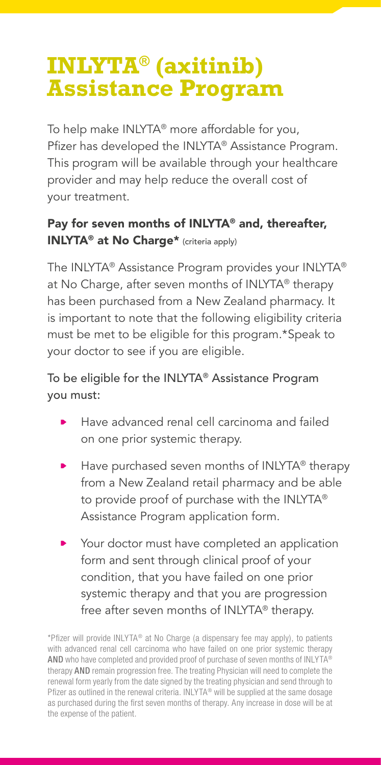# INLYTA® (axitinib) Assistance Program

To help make INLYTA® more affordable for you, Pfizer has developed the INLYTA® Assistance Program. This program will be available through your healthcare provider and may help reduce the overall cost of your treatment.

**Pay for seven months of INLYTA® and, thereafter, INLYTA® at No Charge*** (criteria apply)

The INLYTA® Assistance Program provides your INLYTA® at No Charge, after seven months of INLYTA® therapy has been purchased from a New Zealand pharmacy. It is important to note that the following eligibility criteria must be met to be eligible for this program.*Speak to your doctor to see if you are eligible.

To be eligible for the INLYTA® Assistance Program you must:

- Have advanced renal cell carcinoma and failed on one prior systemic therapy.
- Have purchased seven months of INLYTA® therapy from a New Zealand retail pharmacy and be able to provide proof of purchase with the INLYTA® Assistance Program application form.
- Your doctor must have completed an application form and sent through clinical proof of your condition, that you have failed on one prior systemic therapy and that you are progression free after seven months of INLYTA® therapy.

*Pfizer will provide INLYTA® at No Charge (a dispensary fee may apply), to patients with advanced renal cell carcinoma who have failed on one prior systemic therapy **AND** who have completed and provided proof of purchase of seven months of INLYTA® therapy **AND** remain progression free. The treating Physician will need to complete the renewal form yearly from the date signed by the treating physician and send through to Pfizer as outlined in the renewal criteria. INLYTA® will be supplied at the same dosage as purchased during the first seven months of therapy. Any increase in dose will be at the expense of the patient.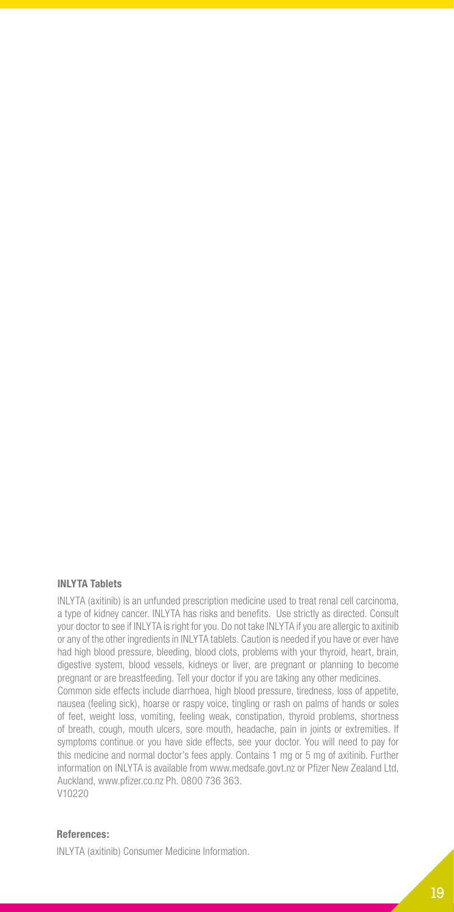**INLYTA Tablets**

INLYTA (axitinib) is an unfunded prescription medicine used to treat renal cell carcinoma, a type of kidney cancer. INLYTA has risks and benefits. Use strictly as directed. Consult your doctor to see if INLYTA is right for you. Do not take INLYTA if you are allergic to axitinib or any of the other ingredients in INLYTA tablets. Caution is needed if you have or ever have had high blood pressure, bleeding, blood clots, problems with your thyroid, heart, brain, digestive system, blood vessels, kidneys or liver, are pregnant or planning to become pregnant or are breastfeeding. Tell your doctor if you are taking any other medicines.
Common side effects include diarrhoea, high blood pressure, tiredness, loss of appetite, nausea (feeling sick), hoarse or raspy voice, tingling or rash on palms of hands or soles of feet, weight loss, vomiting, feeling weak, constipation, thyroid problems, shortness of breath, cough, mouth ulcers, sore mouth, headache, pain in joints or extremities. If symptoms continue or you have side effects, see your doctor. You will need to pay for this medicine and normal doctor's fees apply. Contains 1 mg or 5 mg of axitinib. Further information on INLYTA is available from www.medsafe.govt.nz or Pfizer New Zealand Ltd, Auckland, www.pfizer.co.nz Ph. 0800 736 363.
V10220

**References:**

INLYTA (axitinib) Consumer Medicine Information.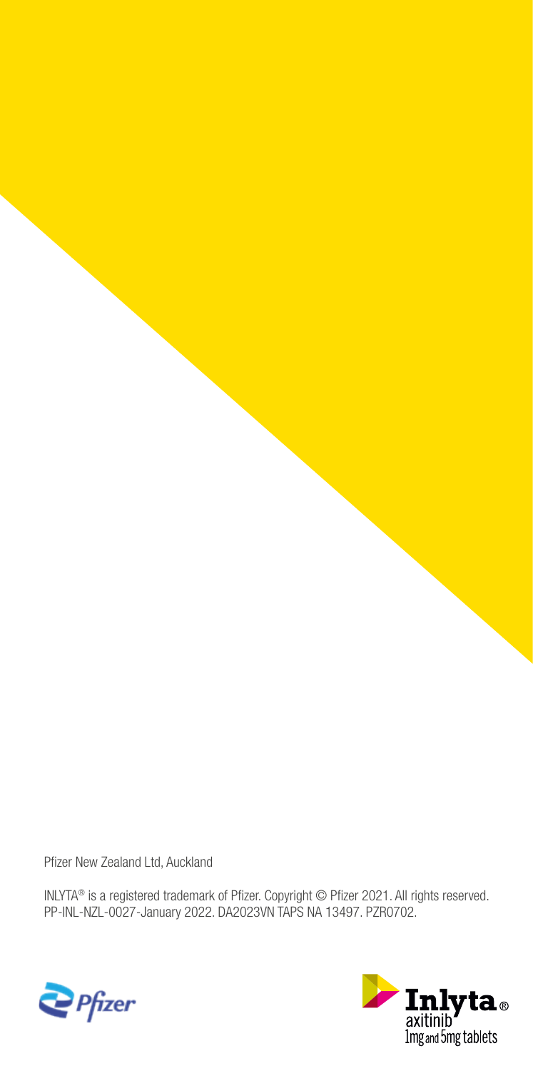Pfizer New Zealand Ltd, Auckland

INLYTA® is a registered trademark of Pfizer. Copyright © Pfizer 2021. All rights reserved. PP-INL-NZL-0027-January 2022. DA2023VN TAPS NA 13497. PZR0702.

Pfizer

Inlyta®
axitinib
1mg and 5mg tablets